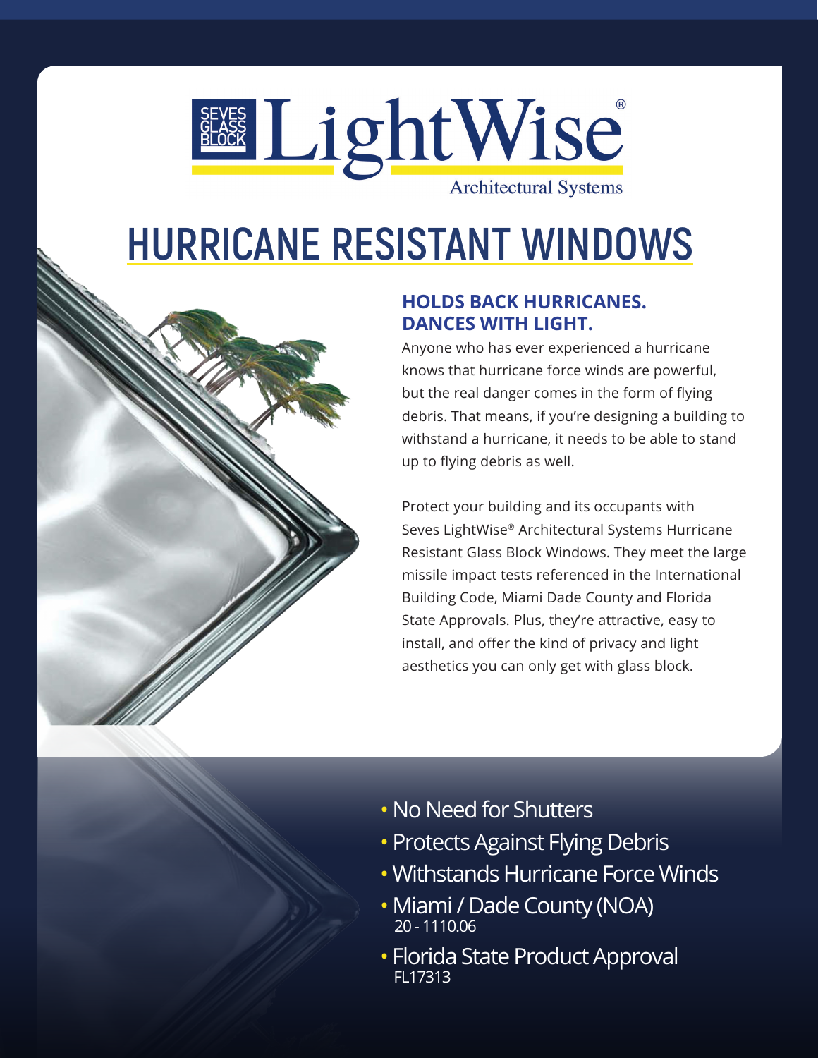SEVES GLASS BLOCK **LightWise**®

Architectural Systems

# HURRICANE RESISTANT WINDOWS

## HOLDS BACK HURRICANES. DANCES WITH LIGHT.

Anyone who has ever experienced a hurricane knows that hurricane force winds are powerful, but the real danger comes in the form of flying debris. That means, if you're designing a building to withstand a hurricane, it needs to be able to stand up to flying debris as well.

Protect your building and its occupants with Seves LightWise® Architectural Systems Hurricane Resistant Glass Block Windows. They meet the large missile impact tests referenced in the International Building Code, Miami Dade County and Florida State Approvals. Plus, they're attractive, easy to install, and offer the kind of privacy and light aesthetics you can only get with glass block.

- No Need for Shutters
- Protects Against Flying Debris
- Withstands Hurricane Force Winds
- Miami / Dade County (NOA)
  20 - 1110.06
- Florida State Product Approval
  FL17313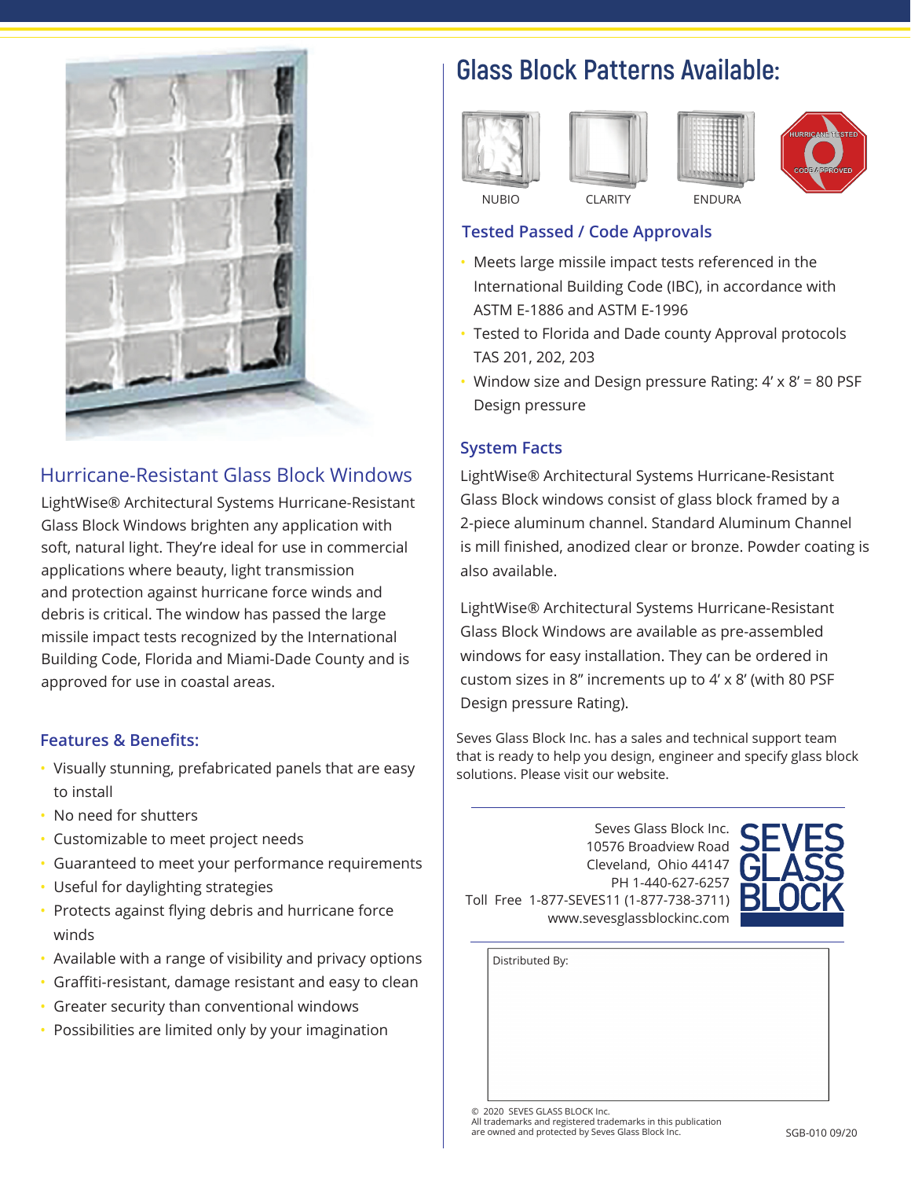## Hurricane-Resistant Glass Block Windows

LightWise® Architectural Systems Hurricane-Resistant Glass Block Windows brighten any application with soft, natural light. They're ideal for use in commercial applications where beauty, light transmission and protection against hurricane force winds and debris is critical. The window has passed the large missile impact tests recognized by the International Building Code, Florida and Miami-Dade County and is approved for use in coastal areas.

### Features & Benefits:

- Visually stunning, prefabricated panels that are easy to install
- No need for shutters
- Customizable to meet project needs
- Guaranteed to meet your performance requirements
- Useful for daylighting strategies
- Protects against flying debris and hurricane force winds
- Available with a range of visibility and privacy options
- Graffiti-resistant, damage resistant and easy to clean
- Greater security than conventional windows
- Possibilities are limited only by your imagination

## Glass Block Patterns Available:

NUBIO CLARITY ENDURA

HURRICANE TESTED CODE APPROVED

### Tested Passed / Code Approvals

- Meets large missile impact tests referenced in the International Building Code (IBC), in accordance with ASTM E-1886 and ASTM E-1996
- Tested to Florida and Dade county Approval protocols TAS 201, 202, 203
- Window size and Design pressure Rating: 4′ x 8′ = 80 PSF Design pressure

### System Facts

LightWise® Architectural Systems Hurricane-Resistant Glass Block windows consist of glass block framed by a 2-piece aluminum channel. Standard Aluminum Channel is mill finished, anodized clear or bronze. Powder coating is also available.

LightWise® Architectural Systems Hurricane-Resistant Glass Block Windows are available as pre-assembled windows for easy installation. They can be ordered in custom sizes in 8" increments up to 4′ x 8′ (with 80 PSF Design pressure Rating).

Seves Glass Block Inc. has a sales and technical support team that is ready to help you design, engineer and specify glass block solutions. Please visit our website.

Seves Glass Block Inc.
10576 Broadview Road
Cleveland, Ohio 44147
PH 1-440-627-6257
Toll Free 1-877-SEVES11 (1-877-738-3711)
www.sevesglassblockinc.com

SEVES GLASS BLOCK

Distributed By:

© 2020 SEVES GLASS BLOCK Inc.
All trademarks and registered trademarks in this publication are owned and protected by Seves Glass Block Inc.

SGB-010 09/20